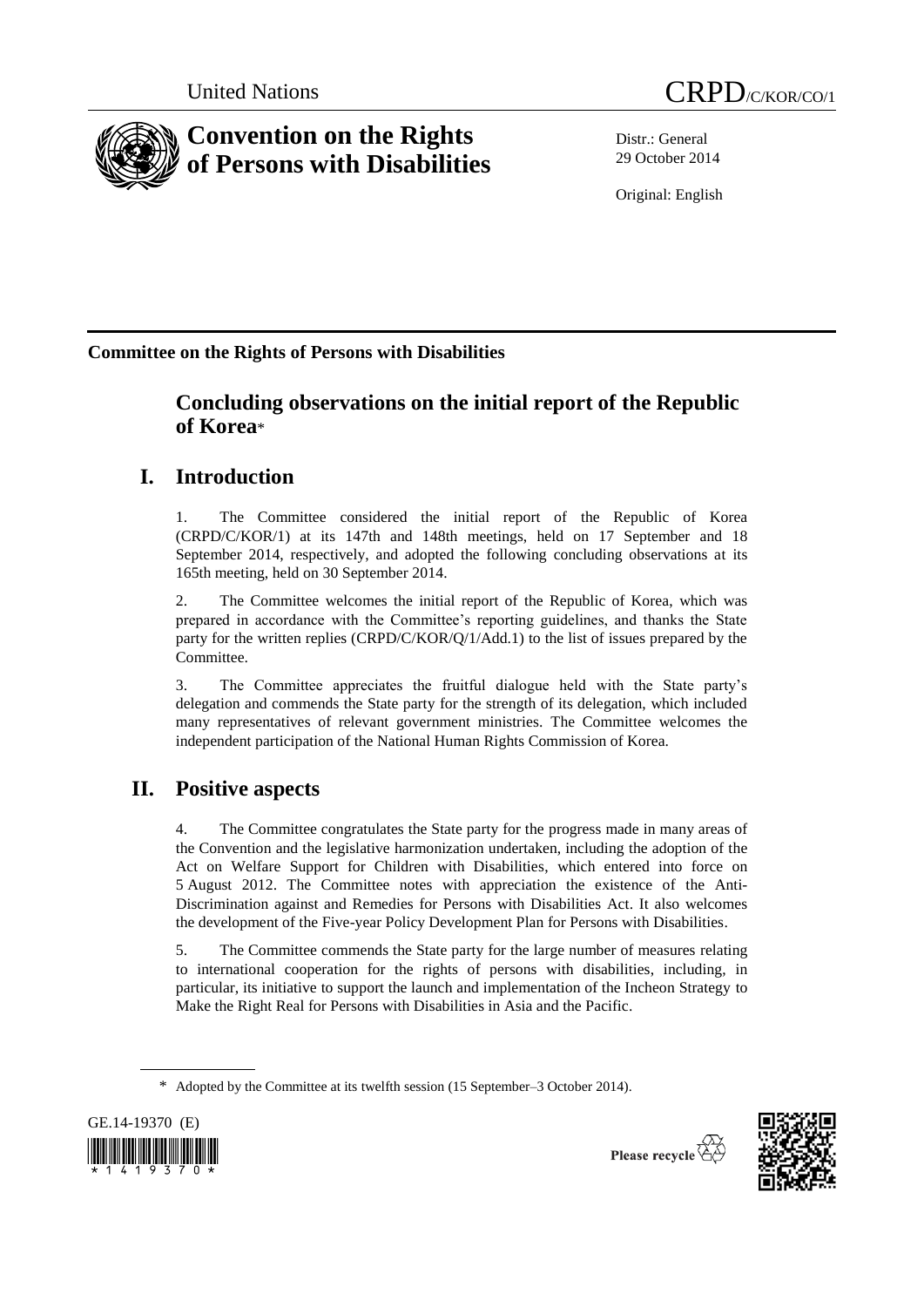United Nations CRPD/C/KOR/CO/1

# Convention on the Rights of Persons with Disabilities

Distr.: General
29 October 2014

Original: English

**Committee on the Rights of Persons with Disabilities**

## Concluding observations on the initial report of the Republic of Korea*

## I. Introduction

1. The Committee considered the initial report of the Republic of Korea (CRPD/C/KOR/1) at its 147th and 148th meetings, held on 17 September and 18 September 2014, respectively, and adopted the following concluding observations at its 165th meeting, held on 30 September 2014.

2. The Committee welcomes the initial report of the Republic of Korea, which was prepared in accordance with the Committee's reporting guidelines, and thanks the State party for the written replies (CRPD/C/KOR/Q/1/Add.1) to the list of issues prepared by the Committee.

3. The Committee appreciates the fruitful dialogue held with the State party's delegation and commends the State party for the strength of its delegation, which included many representatives of relevant government ministries. The Committee welcomes the independent participation of the National Human Rights Commission of Korea.

## II. Positive aspects

4. The Committee congratulates the State party for the progress made in many areas of the Convention and the legislative harmonization undertaken, including the adoption of the Act on Welfare Support for Children with Disabilities, which entered into force on 5 August 2012. The Committee notes with appreciation the existence of the Anti-Discrimination against and Remedies for Persons with Disabilities Act. It also welcomes the development of the Five-year Policy Development Plan for Persons with Disabilities.

5. The Committee commends the State party for the large number of measures relating to international cooperation for the rights of persons with disabilities, including, in particular, its initiative to support the launch and implementation of the Incheon Strategy to Make the Right Real for Persons with Disabilities in Asia and the Pacific.

* Adopted by the Committee at its twelfth session (15 September–3 October 2014).

GE.14-19370 (E)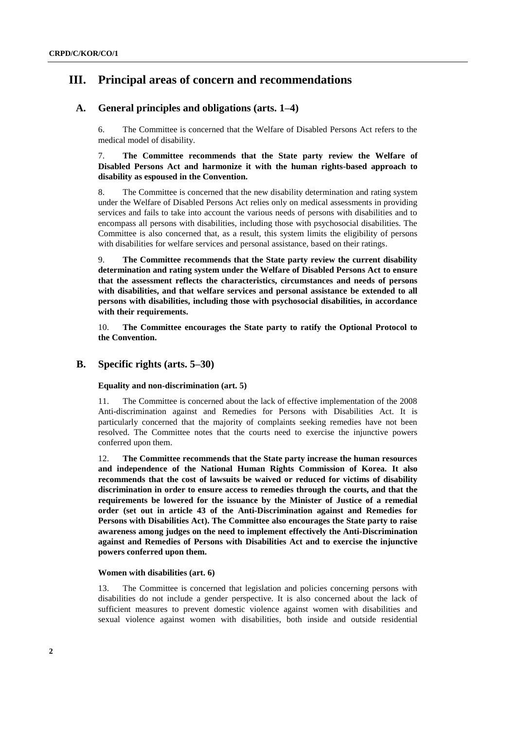# III. Principal areas of concern and recommendations

## A. General principles and obligations (arts. 1–4)

6. The Committee is concerned that the Welfare of Disabled Persons Act refers to the medical model of disability.

7. **The Committee recommends that the State party review the Welfare of Disabled Persons Act and harmonize it with the human rights-based approach to disability as espoused in the Convention.**

8. The Committee is concerned that the new disability determination and rating system under the Welfare of Disabled Persons Act relies only on medical assessments in providing services and fails to take into account the various needs of persons with disabilities and to encompass all persons with disabilities, including those with psychosocial disabilities. The Committee is also concerned that, as a result, this system limits the eligibility of persons with disabilities for welfare services and personal assistance, based on their ratings.

9. **The Committee recommends that the State party review the current disability determination and rating system under the Welfare of Disabled Persons Act to ensure that the assessment reflects the characteristics, circumstances and needs of persons with disabilities, and that welfare services and personal assistance be extended to all persons with disabilities, including those with psychosocial disabilities, in accordance with their requirements.**

10. **The Committee encourages the State party to ratify the Optional Protocol to the Convention.**

## B. Specific rights (arts. 5–30)

### Equality and non-discrimination (art. 5)

11. The Committee is concerned about the lack of effective implementation of the 2008 Anti-discrimination against and Remedies for Persons with Disabilities Act. It is particularly concerned that the majority of complaints seeking remedies have not been resolved. The Committee notes that the courts need to exercise the injunctive powers conferred upon them.

12. **The Committee recommends that the State party increase the human resources and independence of the National Human Rights Commission of Korea. It also recommends that the cost of lawsuits be waived or reduced for victims of disability discrimination in order to ensure access to remedies through the courts, and that the requirements be lowered for the issuance by the Minister of Justice of a remedial order (set out in article 43 of the Anti-Discrimination against and Remedies for Persons with Disabilities Act). The Committee also encourages the State party to raise awareness among judges on the need to implement effectively the Anti-Discrimination against and Remedies of Persons with Disabilities Act and to exercise the injunctive powers conferred upon them.**

### Women with disabilities (art. 6)

13. The Committee is concerned that legislation and policies concerning persons with disabilities do not include a gender perspective. It is also concerned about the lack of sufficient measures to prevent domestic violence against women with disabilities and sexual violence against women with disabilities, both inside and outside residential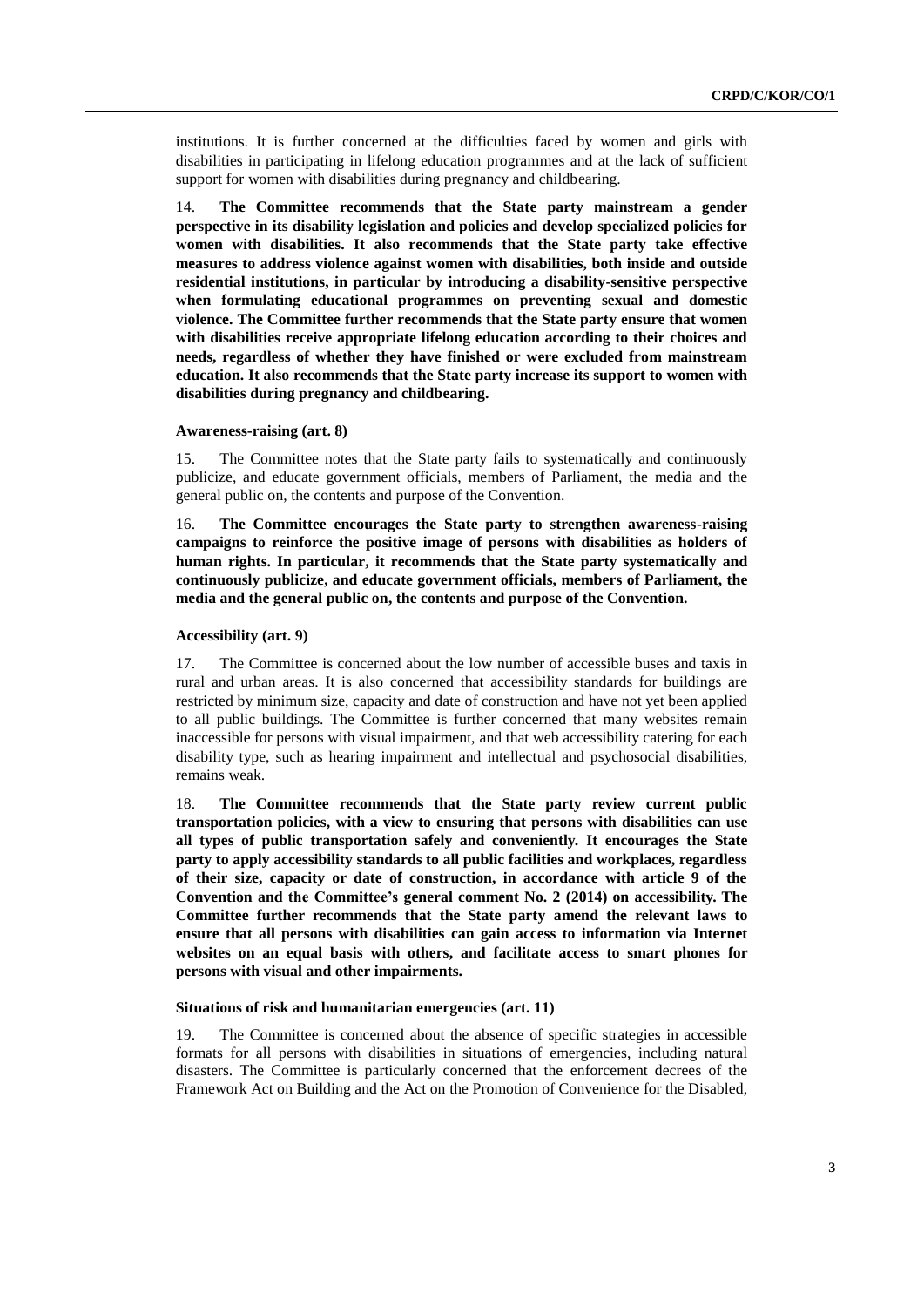institutions. It is further concerned at the difficulties faced by women and girls with disabilities in participating in lifelong education programmes and at the lack of sufficient support for women with disabilities during pregnancy and childbearing.

14. **The Committee recommends that the State party mainstream a gender perspective in its disability legislation and policies and develop specialized policies for women with disabilities. It also recommends that the State party take effective measures to address violence against women with disabilities, both inside and outside residential institutions, in particular by introducing a disability-sensitive perspective when formulating educational programmes on preventing sexual and domestic violence. The Committee further recommends that the State party ensure that women with disabilities receive appropriate lifelong education according to their choices and needs, regardless of whether they have finished or were excluded from mainstream education. It also recommends that the State party increase its support to women with disabilities during pregnancy and childbearing.**

#### Awareness-raising (art. 8)

15. The Committee notes that the State party fails to systematically and continuously publicize, and educate government officials, members of Parliament, the media and the general public on, the contents and purpose of the Convention.

16. **The Committee encourages the State party to strengthen awareness-raising campaigns to reinforce the positive image of persons with disabilities as holders of human rights. In particular, it recommends that the State party systematically and continuously publicize, and educate government officials, members of Parliament, the media and the general public on, the contents and purpose of the Convention.**

#### Accessibility (art. 9)

17. The Committee is concerned about the low number of accessible buses and taxis in rural and urban areas. It is also concerned that accessibility standards for buildings are restricted by minimum size, capacity and date of construction and have not yet been applied to all public buildings. The Committee is further concerned that many websites remain inaccessible for persons with visual impairment, and that web accessibility catering for each disability type, such as hearing impairment and intellectual and psychosocial disabilities, remains weak.

18. **The Committee recommends that the State party review current public transportation policies, with a view to ensuring that persons with disabilities can use all types of public transportation safely and conveniently. It encourages the State party to apply accessibility standards to all public facilities and workplaces, regardless of their size, capacity or date of construction, in accordance with article 9 of the Convention and the Committee's general comment No. 2 (2014) on accessibility. The Committee further recommends that the State party amend the relevant laws to ensure that all persons with disabilities can gain access to information via Internet websites on an equal basis with others, and facilitate access to smart phones for persons with visual and other impairments.**

#### Situations of risk and humanitarian emergencies (art. 11)

19. The Committee is concerned about the absence of specific strategies in accessible formats for all persons with disabilities in situations of emergencies, including natural disasters. The Committee is particularly concerned that the enforcement decrees of the Framework Act on Building and the Act on the Promotion of Convenience for the Disabled,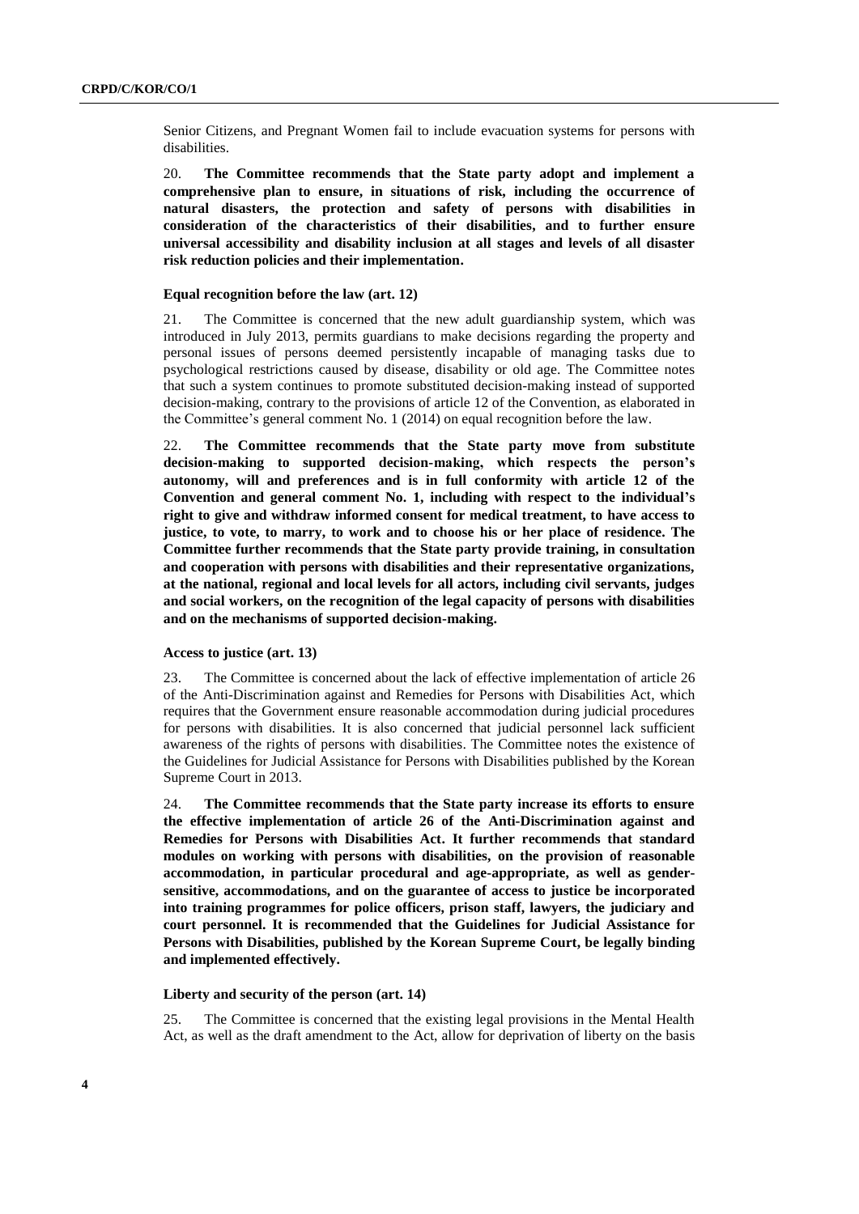Senior Citizens, and Pregnant Women fail to include evacuation systems for persons with disabilities.

20. **The Committee recommends that the State party adopt and implement a comprehensive plan to ensure, in situations of risk, including the occurrence of natural disasters, the protection and safety of persons with disabilities in consideration of the characteristics of their disabilities, and to further ensure universal accessibility and disability inclusion at all stages and levels of all disaster risk reduction policies and their implementation.**

### Equal recognition before the law (art. 12)

21. The Committee is concerned that the new adult guardianship system, which was introduced in July 2013, permits guardians to make decisions regarding the property and personal issues of persons deemed persistently incapable of managing tasks due to psychological restrictions caused by disease, disability or old age. The Committee notes that such a system continues to promote substituted decision-making instead of supported decision-making, contrary to the provisions of article 12 of the Convention, as elaborated in the Committee's general comment No. 1 (2014) on equal recognition before the law.

22. **The Committee recommends that the State party move from substitute decision-making to supported decision-making, which respects the person's autonomy, will and preferences and is in full conformity with article 12 of the Convention and general comment No. 1, including with respect to the individual's right to give and withdraw informed consent for medical treatment, to have access to justice, to vote, to marry, to work and to choose his or her place of residence. The Committee further recommends that the State party provide training, in consultation and cooperation with persons with disabilities and their representative organizations, at the national, regional and local levels for all actors, including civil servants, judges and social workers, on the recognition of the legal capacity of persons with disabilities and on the mechanisms of supported decision-making.**

### Access to justice (art. 13)

23. The Committee is concerned about the lack of effective implementation of article 26 of the Anti-Discrimination against and Remedies for Persons with Disabilities Act, which requires that the Government ensure reasonable accommodation during judicial procedures for persons with disabilities. It is also concerned that judicial personnel lack sufficient awareness of the rights of persons with disabilities. The Committee notes the existence of the Guidelines for Judicial Assistance for Persons with Disabilities published by the Korean Supreme Court in 2013.

24. **The Committee recommends that the State party increase its efforts to ensure the effective implementation of article 26 of the Anti-Discrimination against and Remedies for Persons with Disabilities Act. It further recommends that standard modules on working with persons with disabilities, on the provision of reasonable accommodation, in particular procedural and age-appropriate, as well as gender-sensitive, accommodations, and on the guarantee of access to justice be incorporated into training programmes for police officers, prison staff, lawyers, the judiciary and court personnel. It is recommended that the Guidelines for Judicial Assistance for Persons with Disabilities, published by the Korean Supreme Court, be legally binding and implemented effectively.**

### Liberty and security of the person (art. 14)

25. The Committee is concerned that the existing legal provisions in the Mental Health Act, as well as the draft amendment to the Act, allow for deprivation of liberty on the basis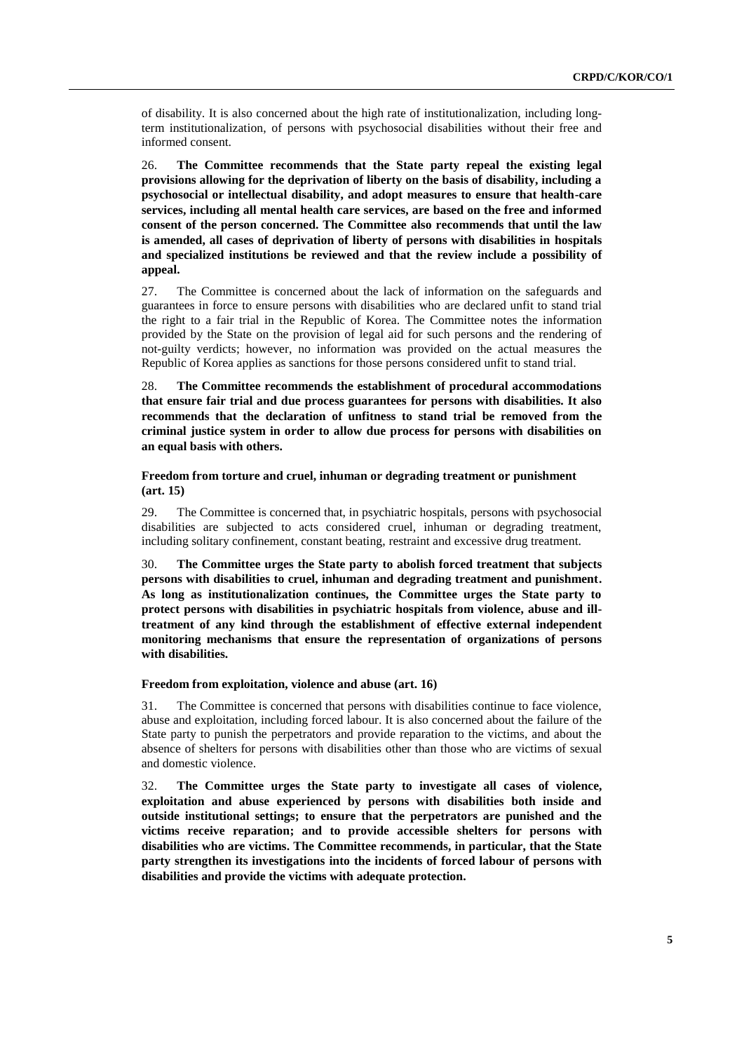of disability. It is also concerned about the high rate of institutionalization, including long-term institutionalization, of persons with psychosocial disabilities without their free and informed consent.

26. **The Committee recommends that the State party repeal the existing legal provisions allowing for the deprivation of liberty on the basis of disability, including a psychosocial or intellectual disability, and adopt measures to ensure that health-care services, including all mental health care services, are based on the free and informed consent of the person concerned. The Committee also recommends that until the law is amended, all cases of deprivation of liberty of persons with disabilities in hospitals and specialized institutions be reviewed and that the review include a possibility of appeal.**

27. The Committee is concerned about the lack of information on the safeguards and guarantees in force to ensure persons with disabilities who are declared unfit to stand trial the right to a fair trial in the Republic of Korea. The Committee notes the information provided by the State on the provision of legal aid for such persons and the rendering of not-guilty verdicts; however, no information was provided on the actual measures the Republic of Korea applies as sanctions for those persons considered unfit to stand trial.

28. **The Committee recommends the establishment of procedural accommodations that ensure fair trial and due process guarantees for persons with disabilities. It also recommends that the declaration of unfitness to stand trial be removed from the criminal justice system in order to allow due process for persons with disabilities on an equal basis with others.**

### Freedom from torture and cruel, inhuman or degrading treatment or punishment (art. 15)

29. The Committee is concerned that, in psychiatric hospitals, persons with psychosocial disabilities are subjected to acts considered cruel, inhuman or degrading treatment, including solitary confinement, constant beating, restraint and excessive drug treatment.

30. **The Committee urges the State party to abolish forced treatment that subjects persons with disabilities to cruel, inhuman and degrading treatment and punishment. As long as institutionalization continues, the Committee urges the State party to protect persons with disabilities in psychiatric hospitals from violence, abuse and ill-treatment of any kind through the establishment of effective external independent monitoring mechanisms that ensure the representation of organizations of persons with disabilities.**

### Freedom from exploitation, violence and abuse (art. 16)

31. The Committee is concerned that persons with disabilities continue to face violence, abuse and exploitation, including forced labour. It is also concerned about the failure of the State party to punish the perpetrators and provide reparation to the victims, and about the absence of shelters for persons with disabilities other than those who are victims of sexual and domestic violence.

32. **The Committee urges the State party to investigate all cases of violence, exploitation and abuse experienced by persons with disabilities both inside and outside institutional settings; to ensure that the perpetrators are punished and the victims receive reparation; and to provide accessible shelters for persons with disabilities who are victims. The Committee recommends, in particular, that the State party strengthen its investigations into the incidents of forced labour of persons with disabilities and provide the victims with adequate protection.**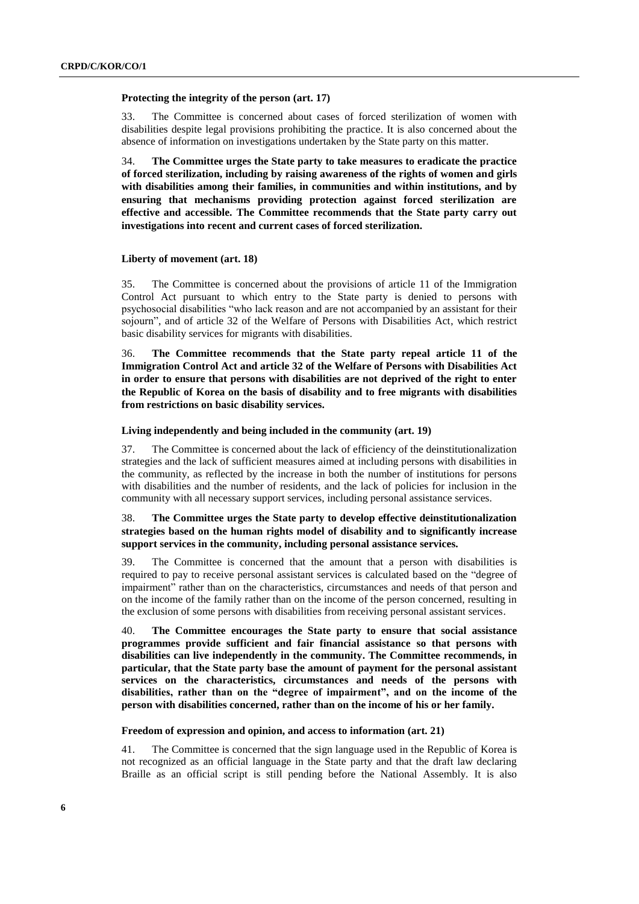### Protecting the integrity of the person (art. 17)

33. The Committee is concerned about cases of forced sterilization of women with disabilities despite legal provisions prohibiting the practice. It is also concerned about the absence of information on investigations undertaken by the State party on this matter.

34. **The Committee urges the State party to take measures to eradicate the practice of forced sterilization, including by raising awareness of the rights of women and girls with disabilities among their families, in communities and within institutions, and by ensuring that mechanisms providing protection against forced sterilization are effective and accessible. The Committee recommends that the State party carry out investigations into recent and current cases of forced sterilization.**

### Liberty of movement (art. 18)

35. The Committee is concerned about the provisions of article 11 of the Immigration Control Act pursuant to which entry to the State party is denied to persons with psychosocial disabilities "who lack reason and are not accompanied by an assistant for their sojourn", and of article 32 of the Welfare of Persons with Disabilities Act, which restrict basic disability services for migrants with disabilities.

36. **The Committee recommends that the State party repeal article 11 of the Immigration Control Act and article 32 of the Welfare of Persons with Disabilities Act in order to ensure that persons with disabilities are not deprived of the right to enter the Republic of Korea on the basis of disability and to free migrants with disabilities from restrictions on basic disability services.**

### Living independently and being included in the community (art. 19)

37. The Committee is concerned about the lack of efficiency of the deinstitutionalization strategies and the lack of sufficient measures aimed at including persons with disabilities in the community, as reflected by the increase in both the number of institutions for persons with disabilities and the number of residents, and the lack of policies for inclusion in the community with all necessary support services, including personal assistance services.

38. **The Committee urges the State party to develop effective deinstitutionalization strategies based on the human rights model of disability and to significantly increase support services in the community, including personal assistance services.**

39. The Committee is concerned that the amount that a person with disabilities is required to pay to receive personal assistant services is calculated based on the "degree of impairment" rather than on the characteristics, circumstances and needs of that person and on the income of the family rather than on the income of the person concerned, resulting in the exclusion of some persons with disabilities from receiving personal assistant services.

40. **The Committee encourages the State party to ensure that social assistance programmes provide sufficient and fair financial assistance so that persons with disabilities can live independently in the community. The Committee recommends, in particular, that the State party base the amount of payment for the personal assistant services on the characteristics, circumstances and needs of the persons with disabilities, rather than on the "degree of impairment", and on the income of the person with disabilities concerned, rather than on the income of his or her family.**

### Freedom of expression and opinion, and access to information (art. 21)

41. The Committee is concerned that the sign language used in the Republic of Korea is not recognized as an official language in the State party and that the draft law declaring Braille as an official script is still pending before the National Assembly. It is also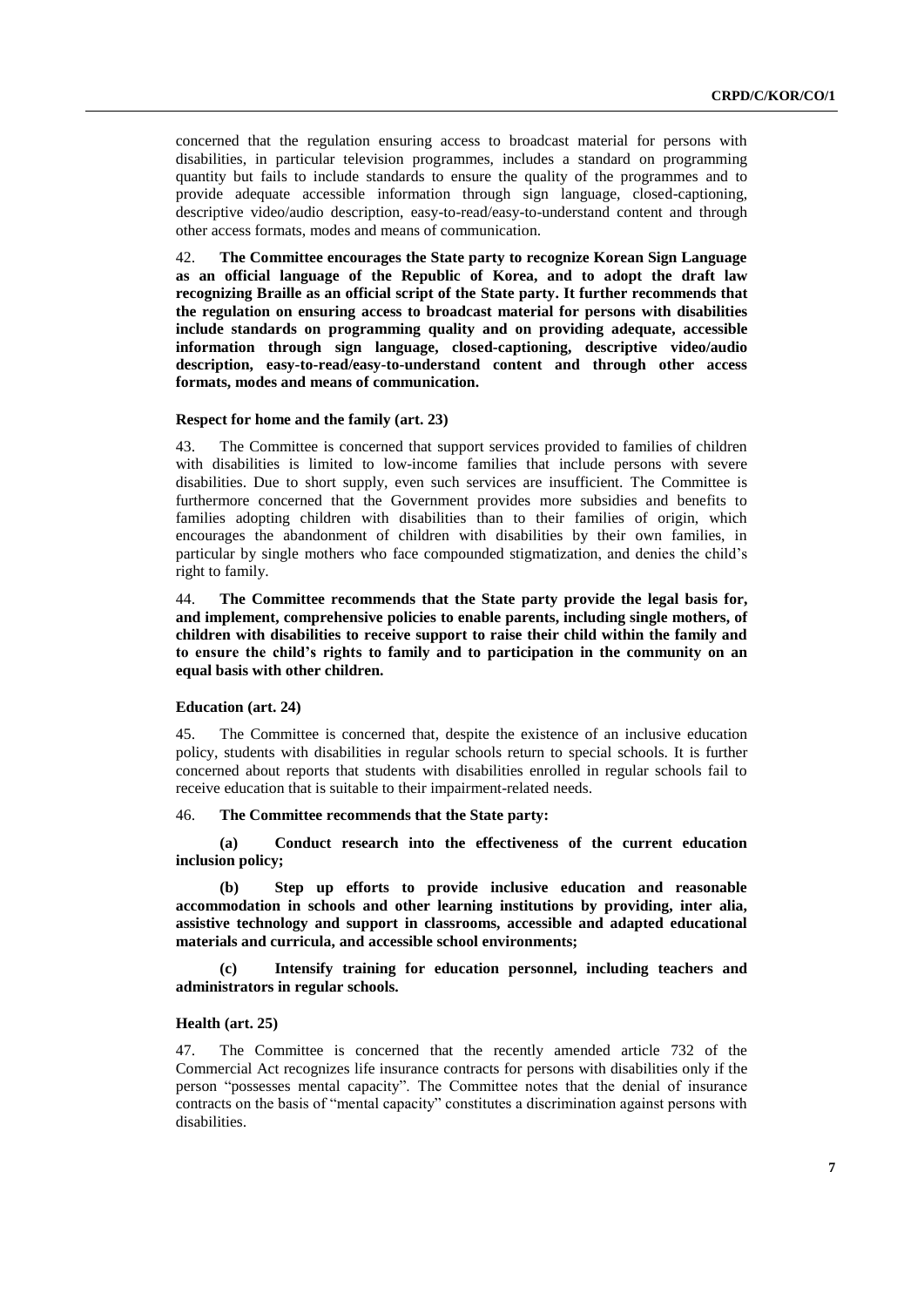concerned that the regulation ensuring access to broadcast material for persons with disabilities, in particular television programmes, includes a standard on programming quantity but fails to include standards to ensure the quality of the programmes and to provide adequate accessible information through sign language, closed-captioning, descriptive video/audio description, easy-to-read/easy-to-understand content and through other access formats, modes and means of communication.

42. **The Committee encourages the State party to recognize Korean Sign Language as an official language of the Republic of Korea, and to adopt the draft law recognizing Braille as an official script of the State party. It further recommends that the regulation on ensuring access to broadcast material for persons with disabilities include standards on programming quality and on providing adequate, accessible information through sign language, closed-captioning, descriptive video/audio description, easy-to-read/easy-to-understand content and through other access formats, modes and means of communication.**

#### Respect for home and the family (art. 23)

43. The Committee is concerned that support services provided to families of children with disabilities is limited to low-income families that include persons with severe disabilities. Due to short supply, even such services are insufficient. The Committee is furthermore concerned that the Government provides more subsidies and benefits to families adopting children with disabilities than to their families of origin, which encourages the abandonment of children with disabilities by their own families, in particular by single mothers who face compounded stigmatization, and denies the child's right to family.

44. **The Committee recommends that the State party provide the legal basis for, and implement, comprehensive policies to enable parents, including single mothers, of children with disabilities to receive support to raise their child within the family and to ensure the child's rights to family and to participation in the community on an equal basis with other children.**

#### Education (art. 24)

45. The Committee is concerned that, despite the existence of an inclusive education policy, students with disabilities in regular schools return to special schools. It is further concerned about reports that students with disabilities enrolled in regular schools fail to receive education that is suitable to their impairment-related needs.

46. **The Committee recommends that the State party:**

**(a) Conduct research into the effectiveness of the current education inclusion policy;**

**(b) Step up efforts to provide inclusive education and reasonable accommodation in schools and other learning institutions by providing, inter alia, assistive technology and support in classrooms, accessible and adapted educational materials and curricula, and accessible school environments;**

**(c) Intensify training for education personnel, including teachers and administrators in regular schools.**

#### Health (art. 25)

47. The Committee is concerned that the recently amended article 732 of the Commercial Act recognizes life insurance contracts for persons with disabilities only if the person "possesses mental capacity". The Committee notes that the denial of insurance contracts on the basis of "mental capacity" constitutes a discrimination against persons with disabilities.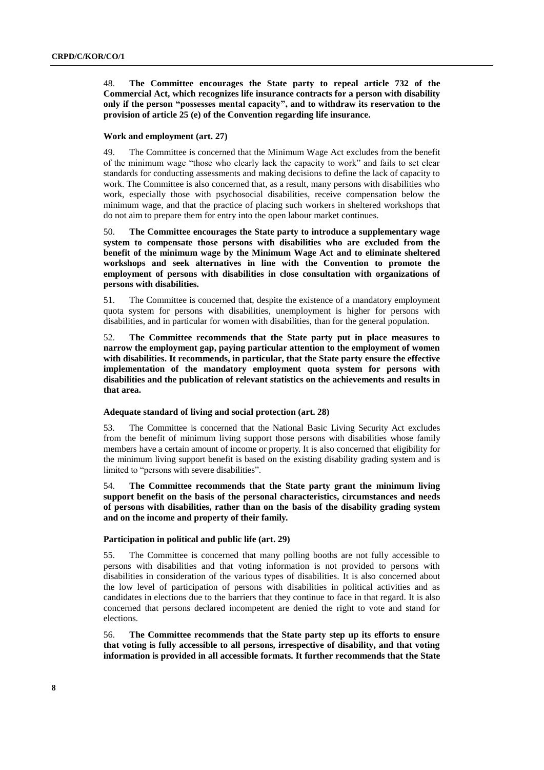48. **The Committee encourages the State party to repeal article 732 of the Commercial Act, which recognizes life insurance contracts for a person with disability only if the person "possesses mental capacity", and to withdraw its reservation to the provision of article 25 (e) of the Convention regarding life insurance.**

### Work and employment (art. 27)

49. The Committee is concerned that the Minimum Wage Act excludes from the benefit of the minimum wage "those who clearly lack the capacity to work" and fails to set clear standards for conducting assessments and making decisions to define the lack of capacity to work. The Committee is also concerned that, as a result, many persons with disabilities who work, especially those with psychosocial disabilities, receive compensation below the minimum wage, and that the practice of placing such workers in sheltered workshops that do not aim to prepare them for entry into the open labour market continues.

50. **The Committee encourages the State party to introduce a supplementary wage system to compensate those persons with disabilities who are excluded from the benefit of the minimum wage by the Minimum Wage Act and to eliminate sheltered workshops and seek alternatives in line with the Convention to promote the employment of persons with disabilities in close consultation with organizations of persons with disabilities.**

51. The Committee is concerned that, despite the existence of a mandatory employment quota system for persons with disabilities, unemployment is higher for persons with disabilities, and in particular for women with disabilities, than for the general population.

52. **The Committee recommends that the State party put in place measures to narrow the employment gap, paying particular attention to the employment of women with disabilities. It recommends, in particular, that the State party ensure the effective implementation of the mandatory employment quota system for persons with disabilities and the publication of relevant statistics on the achievements and results in that area.**

### Adequate standard of living and social protection (art. 28)

53. The Committee is concerned that the National Basic Living Security Act excludes from the benefit of minimum living support those persons with disabilities whose family members have a certain amount of income or property. It is also concerned that eligibility for the minimum living support benefit is based on the existing disability grading system and is limited to "persons with severe disabilities".

54. **The Committee recommends that the State party grant the minimum living support benefit on the basis of the personal characteristics, circumstances and needs of persons with disabilities, rather than on the basis of the disability grading system and on the income and property of their family.**

### Participation in political and public life (art. 29)

55. The Committee is concerned that many polling booths are not fully accessible to persons with disabilities and that voting information is not provided to persons with disabilities in consideration of the various types of disabilities. It is also concerned about the low level of participation of persons with disabilities in political activities and as candidates in elections due to the barriers that they continue to face in that regard. It is also concerned that persons declared incompetent are denied the right to vote and stand for elections.

56. **The Committee recommends that the State party step up its efforts to ensure that voting is fully accessible to all persons, irrespective of disability, and that voting information is provided in all accessible formats. It further recommends that the State**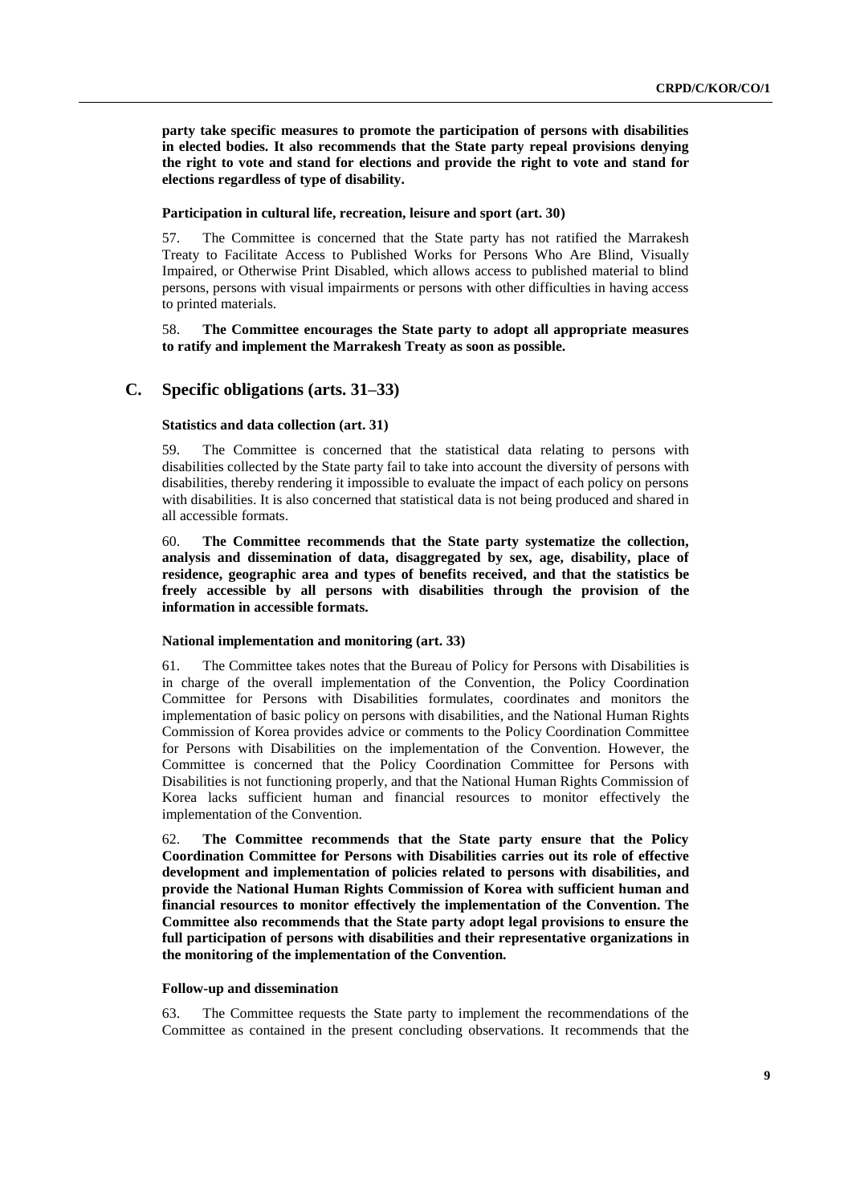**party take specific measures to promote the participation of persons with disabilities in elected bodies. It also recommends that the State party repeal provisions denying the right to vote and stand for elections and provide the right to vote and stand for elections regardless of type of disability.**

#### Participation in cultural life, recreation, leisure and sport (art. 30)

57. The Committee is concerned that the State party has not ratified the Marrakesh Treaty to Facilitate Access to Published Works for Persons Who Are Blind, Visually Impaired, or Otherwise Print Disabled, which allows access to published material to blind persons, persons with visual impairments or persons with other difficulties in having access to printed materials.

58. **The Committee encourages the State party to adopt all appropriate measures to ratify and implement the Marrakesh Treaty as soon as possible.**

## C. Specific obligations (arts. 31–33)

#### Statistics and data collection (art. 31)

59. The Committee is concerned that the statistical data relating to persons with disabilities collected by the State party fail to take into account the diversity of persons with disabilities, thereby rendering it impossible to evaluate the impact of each policy on persons with disabilities. It is also concerned that statistical data is not being produced and shared in all accessible formats.

60. **The Committee recommends that the State party systematize the collection, analysis and dissemination of data, disaggregated by sex, age, disability, place of residence, geographic area and types of benefits received, and that the statistics be freely accessible by all persons with disabilities through the provision of the information in accessible formats.**

#### National implementation and monitoring (art. 33)

61. The Committee takes notes that the Bureau of Policy for Persons with Disabilities is in charge of the overall implementation of the Convention, the Policy Coordination Committee for Persons with Disabilities formulates, coordinates and monitors the implementation of basic policy on persons with disabilities, and the National Human Rights Commission of Korea provides advice or comments to the Policy Coordination Committee for Persons with Disabilities on the implementation of the Convention. However, the Committee is concerned that the Policy Coordination Committee for Persons with Disabilities is not functioning properly, and that the National Human Rights Commission of Korea lacks sufficient human and financial resources to monitor effectively the implementation of the Convention.

62. **The Committee recommends that the State party ensure that the Policy Coordination Committee for Persons with Disabilities carries out its role of effective development and implementation of policies related to persons with disabilities, and provide the National Human Rights Commission of Korea with sufficient human and financial resources to monitor effectively the implementation of the Convention. The Committee also recommends that the State party adopt legal provisions to ensure the full participation of persons with disabilities and their representative organizations in the monitoring of the implementation of the Convention.**

#### Follow-up and dissemination

63. The Committee requests the State party to implement the recommendations of the Committee as contained in the present concluding observations. It recommends that the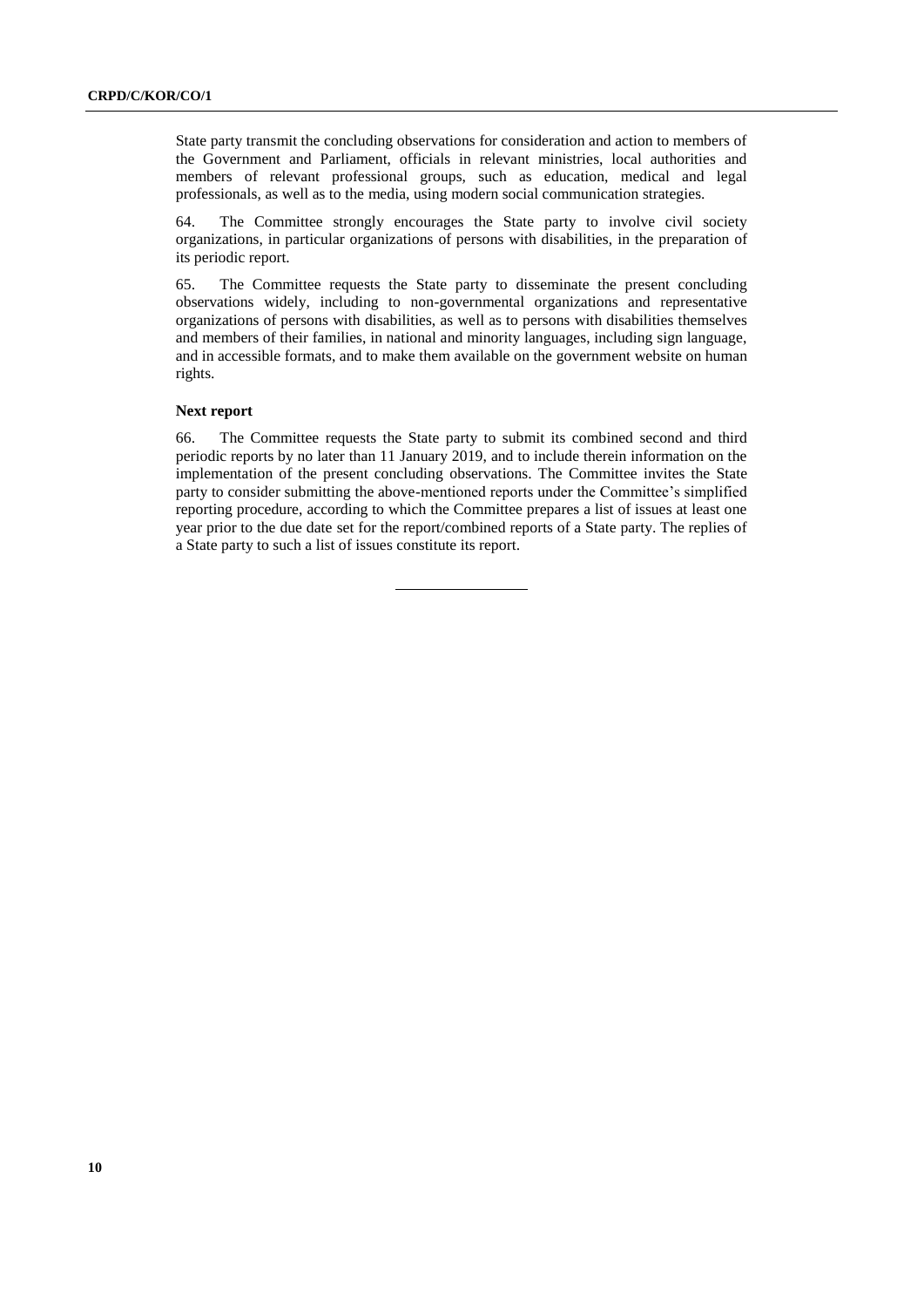State party transmit the concluding observations for consideration and action to members of the Government and Parliament, officials in relevant ministries, local authorities and members of relevant professional groups, such as education, medical and legal professionals, as well as to the media, using modern social communication strategies.

64. The Committee strongly encourages the State party to involve civil society organizations, in particular organizations of persons with disabilities, in the preparation of its periodic report.

65. The Committee requests the State party to disseminate the present concluding observations widely, including to non-governmental organizations and representative organizations of persons with disabilities, as well as to persons with disabilities themselves and members of their families, in national and minority languages, including sign language, and in accessible formats, and to make them available on the government website on human rights.

### Next report

66. The Committee requests the State party to submit its combined second and third periodic reports by no later than 11 January 2019, and to include therein information on the implementation of the present concluding observations. The Committee invites the State party to consider submitting the above-mentioned reports under the Committee's simplified reporting procedure, according to which the Committee prepares a list of issues at least one year prior to the due date set for the report/combined reports of a State party. The replies of a State party to such a list of issues constitute its report.